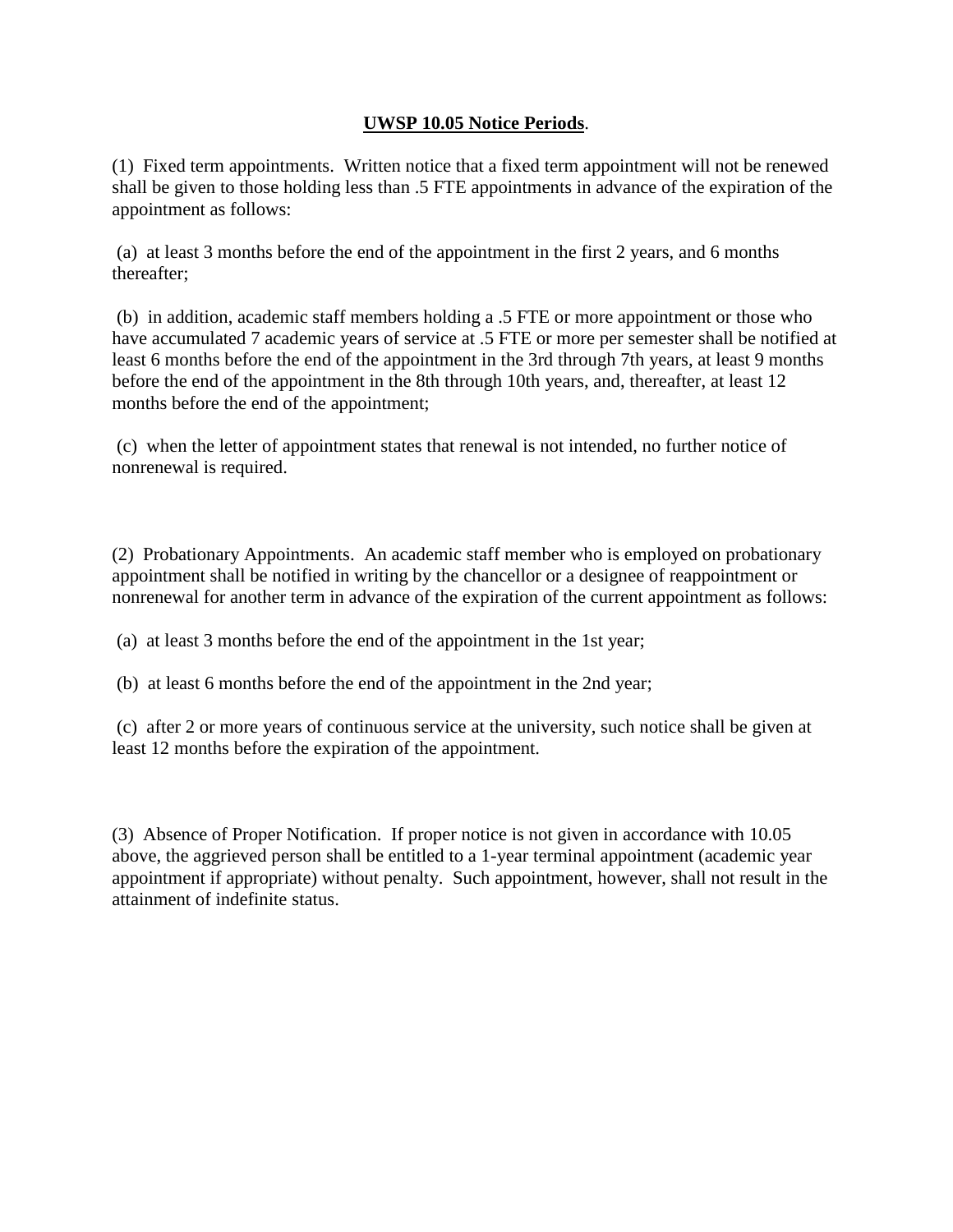## **UWSP 10.05 Notice Periods**.

(1) Fixed term appointments. Written notice that a fixed term appointment will not be renewed shall be given to those holding less than .5 FTE appointments in advance of the expiration of the appointment as follows:

(a) at least 3 months before the end of the appointment in the first 2 years, and 6 months thereafter;

(b) in addition, academic staff members holding a .5 FTE or more appointment or those who have accumulated 7 academic years of service at .5 FTE or more per semester shall be notified at least 6 months before the end of the appointment in the 3rd through 7th years, at least 9 months before the end of the appointment in the 8th through 10th years, and, thereafter, at least 12 months before the end of the appointment;

(c) when the letter of appointment states that renewal is not intended, no further notice of nonrenewal is required.

(2) Probationary Appointments. An academic staff member who is employed on probationary appointment shall be notified in writing by the chancellor or a designee of reappointment or nonrenewal for another term in advance of the expiration of the current appointment as follows:

(a) at least 3 months before the end of the appointment in the 1st year;

(b) at least 6 months before the end of the appointment in the 2nd year;

(c) after 2 or more years of continuous service at the university, such notice shall be given at least 12 months before the expiration of the appointment.

(3) Absence of Proper Notification. If proper notice is not given in accordance with 10.05 above, the aggrieved person shall be entitled to a 1-year terminal appointment (academic year appointment if appropriate) without penalty. Such appointment, however, shall not result in the attainment of indefinite status.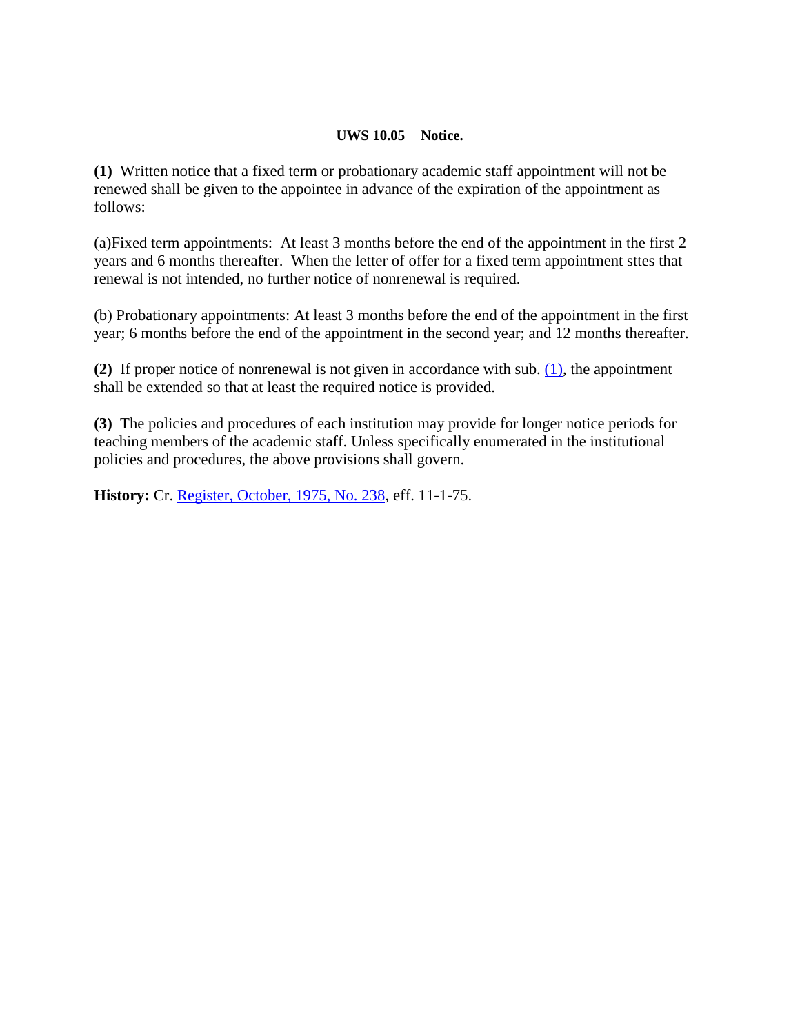**UWS 10.05 Notice.**

**(1)** Written notice that a fixed term or probationary academic staff appointment will not be renewed shall be given to the appointee in advance of the expiration of the appointment as follows:

(a)Fixed term appointments: At least 3 months before the end of the appointment in the first 2 years and 6 months thereafter. When the letter of offer for a fixed term appointment sttes that renewal is not intended, no further notice of nonrenewal is required.

(b) Probationary appointments: At least 3 months before the end of the appointment in the first year; 6 months before the end of the appointment in the second year; and 12 months thereafter.

**(2)** If proper notice of nonrenewal is not given in accordance with sub. (1), the appointment shall be extended so that at least the required notice is provided.

**(3)** The policies and procedures of each institution may provide for longer notice periods for teaching members of the academic staff. Unless specifically enumerated in the institutional policies and procedures, the above provisions shall govern.

**History:** Cr. Register, October, 1975, No. 238, eff. 11-1-75.